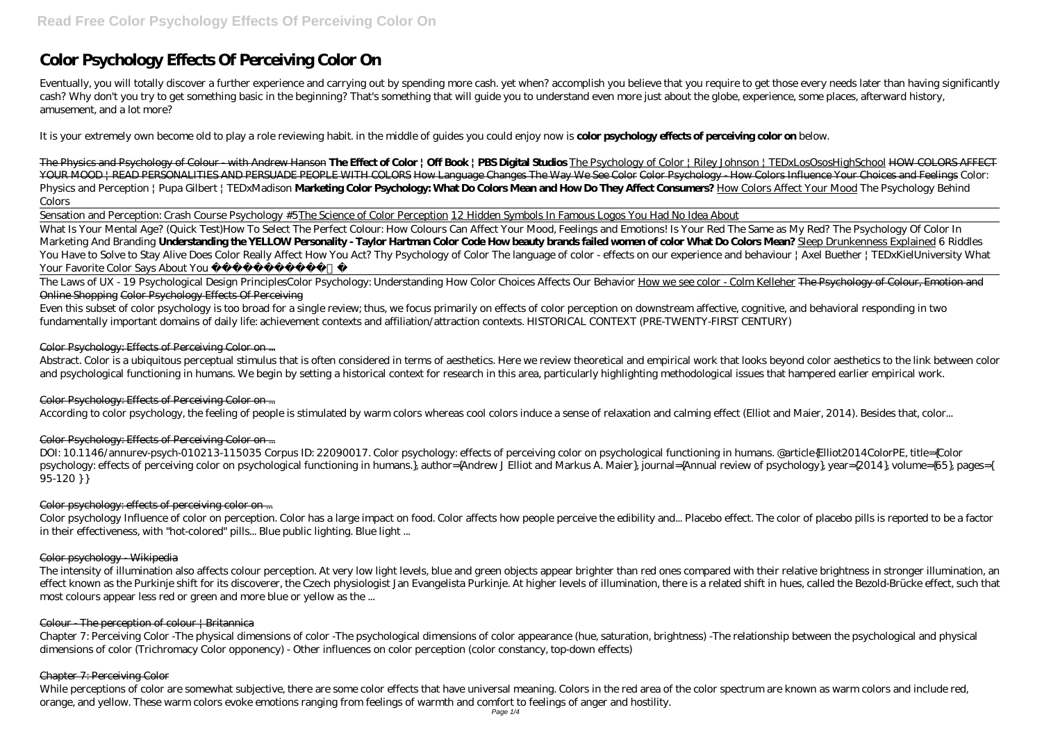# Color Psychology Effects Of Perceiving Color On

Eventually, you will totally discover a further experience and carrying out by spending more cash. yet when? accomplish you believe that you require to get those every needs later than having significantly cash? Why don't you try to get something basic in the beginning? That's something that will guide you to understand even more just about the globe, experience, some places, afterward history, amusement, and a lot more?

It is your extremely own become old to play a role reviewing habit. in the middle of guides you could enjoy now is **color psychology effects of perceiving color on** below.

The Physics and Psychology of Colour - with Andrew Hanson **The Effect of Color | Off Book | PBS Digital Studios** The Psychology of Color | Riley Johnson | TEDxLosOsosHighSchool HOW COLORS AFFECT YOUR MOOD | READ PERSONALITIES AND PERSUADE PEOPLE WITH COLORS How Language Changes The Way We See Color Color Psychology - How Colors Influence Your Choices and Feelings *Color: Physics and Perception | Pupa Gilbert | TEDxMadison* **Marketing Color Psychology: What Do Colors Mean and How Do They Affect Consumers?** How Colors Affect Your Mood *The Psychology Behind Colors*

Sensation and Perception: Crash Course Psychology #5 The Science of Color Perception 12 Hidden Symbols In Famous Logos You Had No Idea About

What Is Your Mental Age? (Quick Test)*How To Select The Perfect Colour: How Colours Can Affect Your Mood, Feelings and Emotions! Is Your Red The Same as My Red? The Psychology Of Color In Marketing And Branding* **Understanding the YELLOW Personality - Taylor Hartman Color Code How beauty brands failed women of color What Do Colors Mean?** Sleep Drunkenness Explained *6 Riddles You Have to Solve to Stay Alive Does Color Really Affect How You Act? Thy Psychology of Color The language of color - effects on our experience and behaviour | Axel Buether | TEDxKielUniversity What Your Favorite Color Says About You*

The Laws of UX - 19 Psychological Design Principles*Color Psychology: Understanding How Color Choices Affects Our Behavior* How we see color - Colm Kelleher The Psychology of Colour, Emotion and Online Shopping Color Psychology Effects Of Perceiving

Even this subset of color psychology is too broad for a single review; thus, we focus primarily on effects of color perception on downstream affective, cognitive, and behavioral responding in two fundamentally important domains of daily life: achievement contexts and affiliation/attraction contexts. HISTORICAL CONTEXT (PRE-TWENTY-FIRST CENTURY)

## Color Psychology: Effects of Perceiving Color on ...

Abstract. Color is a ubiquitous perceptual stimulus that is often considered in terms of aesthetics. Here we review theoretical and empirical work that looks beyond color aesthetics to the link between color and psychological functioning in humans. We begin by setting a historical context for research in this area, particularly highlighting methodological issues that hampered earlier empirical work.

## Color Psychology: Effects of Perceiving Color on ...

According to color psychology, the feeling of people is stimulated by warm colors whereas cool colors induce a sense of relaxation and calming effect (Elliot and Maier, 2014). Besides that, color...

## Color Psychology: Effects of Perceiving Color on ...

DOI: 10.1146/annurev-psych-010213-115035 Corpus ID: 22090017. Color psychology: effects of perceiving color on psychological functioning in humans. @article{Elliot2014ColorPE, title={Color psychology: effects of perceiving color on psychological functioning in humans.}, author={Andrew J Elliot and Markus A. Maier}, journal={Annual review of psychology}, year={2014}, volume={65}, pages={ 95-120 } }

## Color psychology: effects of perceiving color on ...

Color psychology Influence of color on perception. Color has a large impact on food. Color affects how people perceive the edibility and... Placebo effect. The color of placebo pills is reported to be a factor in their effectiveness, with "hot-colored" pills... Blue public lighting. Blue light ...

## Color psychology - Wikipedia

The intensity of illumination also affects colour perception. At very low light levels, blue and green objects appear brighter than red ones compared with their relative brightness in stronger illumination, an effect known as the Purkinje shift for its discoverer, the Czech physiologist Jan Evangelista Purkinje. At higher levels of illumination, there is a related shift in hues, called the Bezold-Brücke effect, such that most colours appear less red or green and more blue or yellow as the ...

## Colour - The perception of colour | Britannica

Chapter 7: Perceiving Color -The physical dimensions of color -The psychological dimensions of color appearance (hue, saturation, brightness) -The relationship between the psychological and physical dimensions of color (Trichromacy Color opponency) - Other influences on color perception (color constancy, top-down effects)

## Chapter 7: Perceiving Color

While perceptions of color are somewhat subjective, there are some color effects that have universal meaning. Colors in the red area of the color spectrum are known as warm colors and include red, orange, and yellow. These warm colors evoke emotions ranging from feelings of warmth and comfort to feelings of anger and hostility.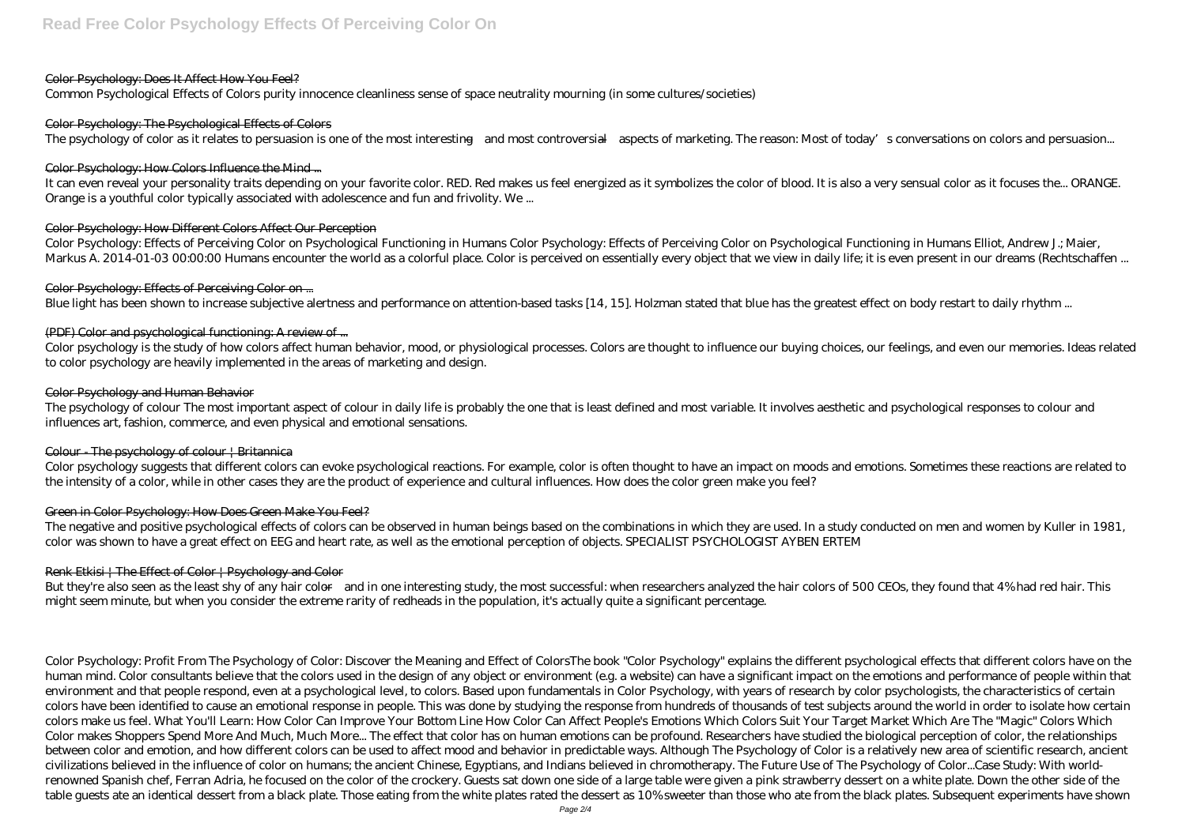### Color Psychology: Does It Affect How You Feel?

Common Psychological Effects of Colors purity innocence cleanliness sense of space neutrality mourning (in some cultures/societies)

### Color Psychology: The Psychological Effects of Colors

The psychology of color as it relates to persuasion is one of the most interesting—and most controversial—aspects of marketing. The reason: Most of today's conversations on colors and persuasion...

### Color Psychology: How Colors Influence the Mind ...

It can even reveal your personality traits depending on your favorite color. RED. Red makes us feel energized as it symbolizes the color of blood. It is also a very sensual color as it focuses the... ORANGE. Orange is a youthful color typically associated with adolescence and fun and frivolity. We ...

### Color Psychology: How Different Colors Affect Our Perception

Color Psychology: Effects of Perceiving Color on Psychological Functioning in Humans Color Psychology: Effects of Perceiving Color on Psychological Functioning in Humans Elliot, Andrew J.; Maier, Markus A. 2014-01-03 00:00:00 Humans encounter the world as a colorful place. Color is perceived on essentially every object that we view in daily life; it is even present in our dreams (Rechtschaffen ...

### Color Psychology: Effects of Perceiving Color on ...

Blue light has been shown to increase subjective alertness and performance on attention-based tasks [14, 15]. Holzman stated that blue has the greatest effect on body restart to daily rhythm ...

### (PDF) Color and psychological functioning: A review of ...

Color psychology is the study of how colors affect human behavior, mood, or physiological processes. Colors are thought to influence our buying choices, our feelings, and even our memories. Ideas related to color psychology are heavily implemented in the areas of marketing and design.

### Color Psychology and Human Behavior

The psychology of colour The most important aspect of colour in daily life is probably the one that is least defined and most variable. It involves aesthetic and psychological responses to colour and influences art, fashion, commerce, and even physical and emotional sensations.

### Colour - The psychology of colour | Britannica

Color psychology suggests that different colors can evoke psychological reactions. For example, color is often thought to have an impact on moods and emotions. Sometimes these reactions are related to the intensity of a color, while in other cases they are the product of experience and cultural influences. How does the color green make you feel?

### Green in Color Psychology: How Does Green Make You Feel?

The negative and positive psychological effects of colors can be observed in human beings based on the combinations in which they are used. In a study conducted on men and women by Kuller in 1981, color was shown to have a great effect on EEG and heart rate, as well as the emotional perception of objects. SPECIALIST PSYCHOLOGIST AYBEN ERTEM

### Renk Etkisi | The Effect of Color | Psychology and Color

But they're also seen as the least shy of any hair color—and in one interesting study, the most successful: when researchers analyzed the hair colors of 500 CEOs, they found that 4% had red hair. This might seem minute, but when you consider the extreme rarity of redheads in the population, it's actually quite a significant percentage.

*Color Psychology: Profit From The Psychology of Color: Discover the Meaning and Effect of ColorsThe book "Color Psychology" explains the different psychological effects that different colors have on the human mind. Color consultants believe that the colors used in the design of any object or environment (e.g. a website) can have a significant impact on the emotions and performance of people within that environment and that people respond, even at a psychological level, to colors. Based upon fundamentals in Color Psychology, with years of research by color psychologists, the characteristics of certain colors have been identified to cause an emotional response in people. This was done by studying the response from hundreds of thousands of test subjects around the world in order to isolate how certain colors make us feel. What You'll Learn: How Color Can Improve Your Bottom Line How Color Can Affect People's Emotions Which Colors Suit Your Target Market Which Are The "Magic" Colors Which Color makes Shoppers Spend More And Much, Much More... The effect that color has on human emotions can be profound. Researchers have studied the biological perception of color, the relationships between color and emotion, and how different colors can be used to affect mood and behavior in predictable ways. Although The Psychology of Color is a relatively new area of scientific research, ancient civilizations believed in the influence of color on humans; the ancient Chinese, Egyptians, and Indians believed in chromotherapy. The Future Use of The Psychology of Color...Case Study: With world-renowned Spanish chef, Ferran Adria, he focused on the color of the crockery. Guests sat down one side of a large table were given a pink strawberry dessert on a white plate. Down the other side of the table guests ate an identical dessert from a black plate. Those eating from the white plates rated the dessert as 10% sweeter than those who ate from the black plates. Subsequent experiments have shown*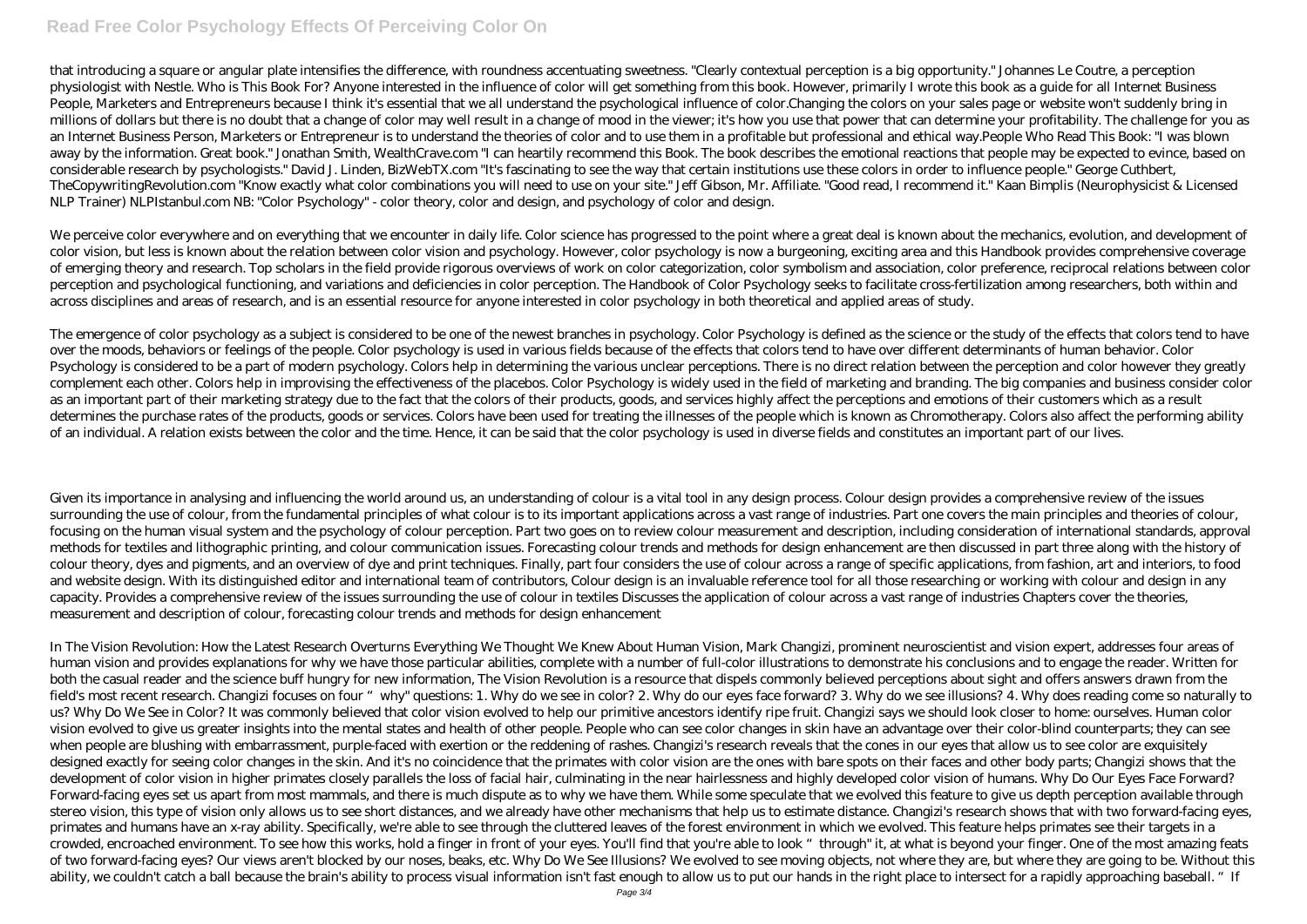that introducing a square or angular plate intensifies the difference, with roundness accentuating sweetness. "Clearly contextual perception is a big opportunity." Johannes Le Coutre, a perception physiologist with Nestle. Who is This Book For? Anyone interested in the influence of color will get something from this book. However, primarily I wrote this book as a guide for all Internet Business People, Marketers and Entrepreneurs because I think it's essential that we all understand the psychological influence of color.Changing the colors on your sales page or website won't suddenly bring in millions of dollars but there is no doubt that a change of color may well result in a change of mood in the viewer; it's how you use that power that can determine your profitability. The challenge for you as an Internet Business Person, Marketers or Entrepreneur is to understand the theories of color and to use them in a profitable but professional and ethical way.People Who Read This Book: "I was blown away by the information. Great book." Jonathan Smith, WealthCrave.com "I can heartily recommend this Book. The book describes the emotional reactions that people may be expected to evince, based on considerable research by psychologists." David J. Linden, BizWebTX.com "It's fascinating to see the way that certain institutions use these colors in order to influence people." George Cuthbert, TheCopywritingRevolution.com "Know exactly what color combinations you will need to use on your site." Jeff Gibson, Mr. Affiliate. "Good read, I recommend it." Kaan Bimplis (Neurophysicist & Licensed NLP Trainer) NLPIstanbul.com NB: "Color Psychology" - color theory, color and design, and psychology of color and design.

We perceive color everywhere and on everything that we encounter in daily life. Color science has progressed to the point where a great deal is known about the mechanics, evolution, and development of color vision, but less is known about the relation between color vision and psychology. However, color psychology is now a burgeoning, exciting area and this Handbook provides comprehensive coverage of emerging theory and research. Top scholars in the field provide rigorous overviews of work on color categorization, color symbolism and association, color preference, reciprocal relations between color perception and psychological functioning, and variations and deficiencies in color perception. The Handbook of Color Psychology seeks to facilitate cross-fertilization among researchers, both within and across disciplines and areas of research, and is an essential resource for anyone interested in color psychology in both theoretical and applied areas of study.

The emergence of color psychology as a subject is considered to be one of the newest branches in psychology. Color Psychology is defined as the science or the study of the effects that colors tend to have over the moods, behaviors or feelings of the people. Color psychology is used in various fields because of the effects that colors tend to have over different determinants of human behavior. Color Psychology is considered to be a part of modern psychology. Colors help in determining the various unclear perceptions. There is no direct relation between the perception and color however they greatly complement each other. Colors help in improvising the effectiveness of the placebos. Color Psychology is widely used in the field of marketing and branding. The big companies and business consider color as an important part of their marketing strategy due to the fact that the colors of their products, goods, and services highly affect the perceptions and emotions of their customers which as a result determines the purchase rates of the products, goods or services. Colors have been used for treating the illnesses of the people which is known as Chromotherapy. Colors also affect the performing ability of an individual. A relation exists between the color and the time. Hence, it can be said that the color psychology is used in diverse fields and constitutes an important part of our lives.

Given its importance in analysing and influencing the world around us, an understanding of colour is a vital tool in any design process. Colour design provides a comprehensive review of the issues surrounding the use of colour, from the fundamental principles of what colour is to its important applications across a vast range of industries. Part one covers the main principles and theories of colour, focusing on the human visual system and the psychology of colour perception. Part two goes on to review colour measurement and description, including consideration of international standards, approval methods for textiles and lithographic printing, and colour communication issues. Forecasting colour trends and methods for design enhancement are then discussed in part three along with the history of colour theory, dyes and pigments, and an overview of dye and print techniques. Finally, part four considers the use of colour across a range of specific applications, from fashion, art and interiors, to food and website design. With its distinguished editor and international team of contributors, Colour design is an invaluable reference tool for all those researching or working with colour and design in any capacity. Provides a comprehensive review of the issues surrounding the use of colour in textiles Discusses the application of colour across a vast range of industries Chapters cover the theories, measurement and description of colour, forecasting colour trends and methods for design enhancement

In The Vision Revolution: How the Latest Research Overturns Everything We Thought We Knew About Human Vision, Mark Changizi, prominent neuroscientist and vision expert, addresses four areas of human vision and provides explanations for why we have those particular abilities, complete with a number of full-color illustrations to demonstrate his conclusions and to engage the reader. Written for both the casual reader and the science buff hungry for new information, The Vision Revolution is a resource that dispels commonly believed perceptions about sight and offers answers drawn from the field's most recent research. Changizi focuses on four "why" questions: 1. Why do we see in color? 2. Why do our eyes face forward? 3. Why do we see illusions? 4. Why does reading come so naturally to us? Why Do We See in Color? It was commonly believed that color vision evolved to help our primitive ancestors identify ripe fruit. Changizi says we should look closer to home: ourselves. Human color vision evolved to give us greater insights into the mental states and health of other people. People who can see color changes in skin have an advantage over their color-blind counterparts; they can see when people are blushing with embarrassment, purple-faced with exertion or the reddening of rashes. Changizi's research reveals that the cones in our eyes that allow us to see color are exquisitely designed exactly for seeing color changes in the skin. And it's no coincidence that the primates with color vision are the ones with bare spots on their faces and other body parts; Changizi shows that the development of color vision in higher primates closely parallels the loss of facial hair, culminating in the near hairlessness and highly developed color vision of humans. Why Do Our Eyes Face Forward? Forward-facing eyes set us apart from most mammals, and there is much dispute as to why we have them. While some speculate that we evolved this feature to give us depth perception available through stereo vision, this type of vision only allows us to see short distances, and we already have other mechanisms that help us to estimate distance. Changizi's research shows that with two forward-facing eyes, primates and humans have an x-ray ability. Specifically, we're able to see through the cluttered leaves of the forest environment in which we evolved. This feature helps primates see their targets in a crowded, encroached environment. To see how this works, hold a finger in front of your eyes. You'll find that you're able to look "through" it, at what is beyond your finger. One of the most amazing feats of two forward-facing eyes? Our views aren't blocked by our noses, beaks, etc. Why Do We See Illusions? We evolved to see moving objects, not where they are, but where they are going to be. Without this ability, we couldn't catch a ball because the brain's ability to process visual information isn't fast enough to allow us to put our hands in the right place to intersect for a rapidly approaching baseball. "If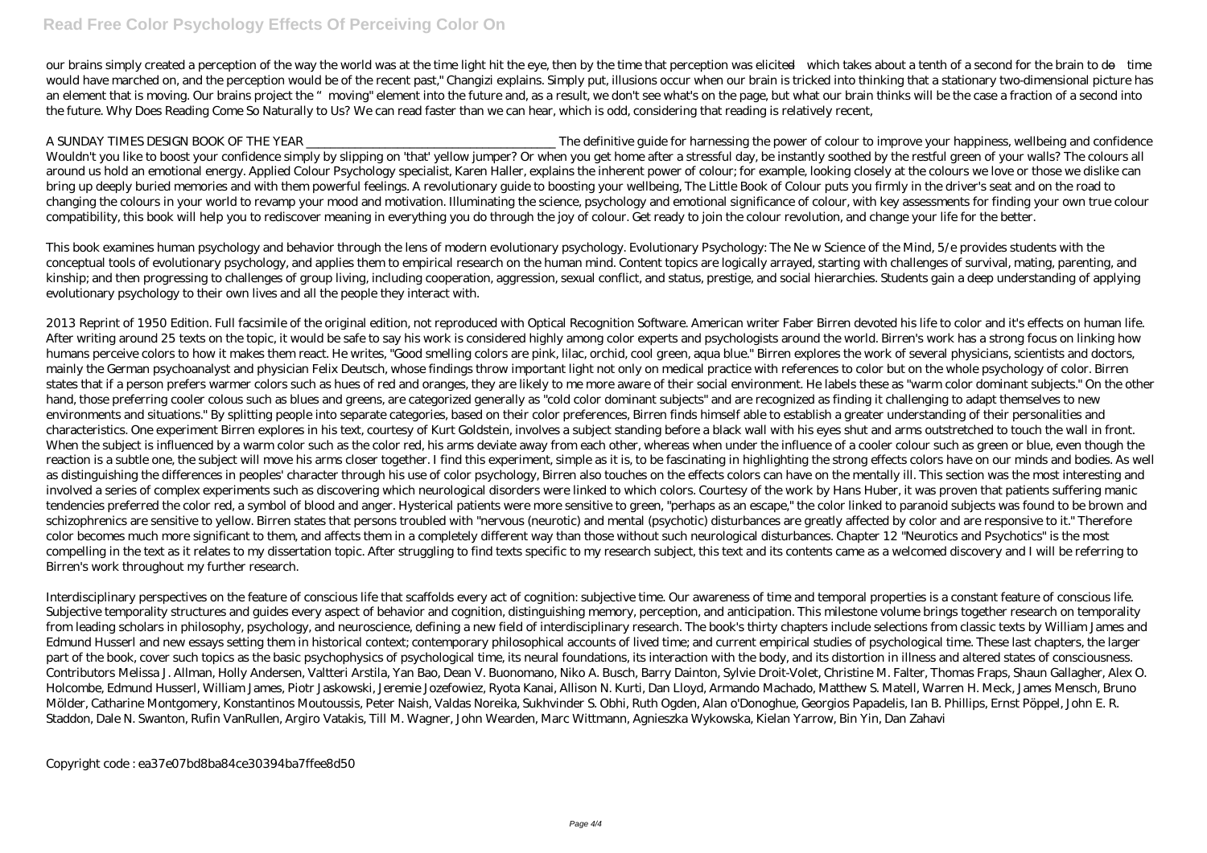our brains simply created a perception of the way the world was at the time light hit the eye, then by the time that perception was elicited—which takes about a tenth of a second for the brain to do—time would have marched on, and the perception would be of the recent past," Changizi explains. Simply put, illusions occur when our brain is tricked into thinking that a stationary two-dimensional picture has an element that is moving. Our brains project the "moving" element into the future and, as a result, we don't see what's on the page, but what our brain thinks will be the case a fraction of a second into the future. Why Does Reading Come So Naturally to Us? We can read faster than we can hear, which is odd, considering that reading is relatively recent,

A SUNDAY TIMES DESIGN BOOK OF THE YEAR ___________________________________________ The definitive guide for harnessing the power of colour to improve your happiness, wellbeing and confidence Wouldn't you like to boost your confidence simply by slipping on 'that' yellow jumper? Or when you get home after a stressful day, be instantly soothed by the restful green of your walls? The colours all around us hold an emotional energy. Applied Colour Psychology specialist, Karen Haller, explains the inherent power of colour; for example, looking closely at the colours we love or those we dislike can bring up deeply buried memories and with them powerful feelings. A revolutionary guide to boosting your wellbeing, The Little Book of Colour puts you firmly in the driver's seat and on the road to changing the colours in your world to revamp your mood and motivation. Illuminating the science, psychology and emotional significance of colour, with key assessments for finding your own true colour compatibility, this book will help you to rediscover meaning in everything you do through the joy of colour. Get ready to join the colour revolution, and change your life for the better.

This book examines human psychology and behavior through the lens of modern evolutionary psychology. Evolutionary Psychology: The Ne w Science of the Mind, 5/e provides students with the conceptual tools of evolutionary psychology, and applies them to empirical research on the human mind. Content topics are logically arrayed, starting with challenges of survival, mating, parenting, and kinship; and then progressing to challenges of group living, including cooperation, aggression, sexual conflict, and status, prestige, and social hierarchies. Students gain a deep understanding of applying evolutionary psychology to their own lives and all the people they interact with.

2013 Reprint of 1950 Edition. Full facsimile of the original edition, not reproduced with Optical Recognition Software. American writer Faber Birren devoted his life to color and it's effects on human life. After writing around 25 texts on the topic, it would be safe to say his work is considered highly among color experts and psychologists around the world. Birren's work has a strong focus on linking how humans perceive colors to how it makes them react. He writes, "Good smelling colors are pink, lilac, orchid, cool green, aqua blue." Birren explores the work of several physicians, scientists and doctors, mainly the German psychoanalyst and physician Felix Deutsch, whose findings throw important light not only on medical practice with references to color but on the whole psychology of color. Birren states that if a person prefers warmer colors such as hues of red and oranges, they are likely to me more aware of their social environment. He labels these as "warm color dominant subjects." On the other hand, those preferring cooler colous such as blues and greens, are categorized generally as "cold color dominant subjects" and are recognized as finding it challenging to adapt themselves to new environments and situations." By splitting people into separate categories, based on their color preferences, Birren finds himself able to establish a greater understanding of their personalities and characteristics. One experiment Birren explores in his text, courtesy of Kurt Goldstein, involves a subject standing before a black wall with his eyes shut and arms outstretched to touch the wall in front. When the subject is influenced by a warm color such as the color red, his arms deviate away from each other, whereas when under the influence of a cooler colour such as green or blue, even though the reaction is a subtle one, the subject will move his arms closer together. I find this experiment, simple as it is, to be fascinating in highlighting the strong effects colors have on our minds and bodies. As well as distinguishing the differences in peoples' character through his use of color psychology, Birren also touches on the effects colors can have on the mentally ill. This section was the most interesting and involved a series of complex experiments such as discovering which neurological disorders were linked to which colors. Courtesy of the work by Hans Huber, it was proven that patients suffering manic tendencies preferred the color red, a symbol of blood and anger. Hysterical patients were more sensitive to green, "perhaps as an escape," the color linked to paranoid subjects was found to be brown and schizophrenics are sensitive to yellow. Birren states that persons troubled with "nervous (neurotic) and mental (psychotic) disturbances are greatly affected by color and are responsive to it." Therefore color becomes much more significant to them, and affects them in a completely different way than those without such neurological disturbances. Chapter 12 "Neurotics and Psychotics" is the most compelling in the text as it relates to my dissertation topic. After struggling to find texts specific to my research subject, this text and its contents came as a welcomed discovery and I will be referring to Birren's work throughout my further research.

Interdisciplinary perspectives on the feature of conscious life that scaffolds every act of cognition: subjective time. Our awareness of time and temporal properties is a constant feature of conscious life. Subjective temporality structures and guides every aspect of behavior and cognition, distinguishing memory, perception, and anticipation. This milestone volume brings together research on temporality from leading scholars in philosophy, psychology, and neuroscience, defining a new field of interdisciplinary research. The book's thirty chapters include selections from classic texts by William James and Edmund Husserl and new essays setting them in historical context; contemporary philosophical accounts of lived time; and current empirical studies of psychological time. These last chapters, the larger part of the book, cover such topics as the basic psychophysics of psychological time, its neural foundations, its interaction with the body, and its distortion in illness and altered states of consciousness. Contributors Melissa J. Allman, Holly Andersen, Valtteri Arstila, Yan Bao, Dean V. Buonomano, Niko A. Busch, Barry Dainton, Sylvie Droit-Volet, Christine M. Falter, Thomas Fraps, Shaun Gallagher, Alex O. Holcombe, Edmund Husserl, William James, Piotr Jaskowski, Jeremie Jozefowiez, Ryota Kanai, Allison N. Kurti, Dan Lloyd, Armando Machado, Matthew S. Matell, Warren H. Meck, James Mensch, Bruno Mölder, Catharine Montgomery, Konstantinos Moutoussis, Peter Naish, Valdas Noreika, Sukhvinder S. Obhi, Ruth Ogden, Alan o'Donoghue, Georgios Papadelis, Ian B. Phillips, Ernst Pöppel, John E. R. Staddon, Dale N. Swanton, Rufin VanRullen, Argiro Vatakis, Till M. Wagner, John Wearden, Marc Wittmann, Agnieszka Wykowska, Kielan Yarrow, Bin Yin, Dan Zahavi

Copyright code : ea37e07bd8ba84ce30394ba7ffee8d50